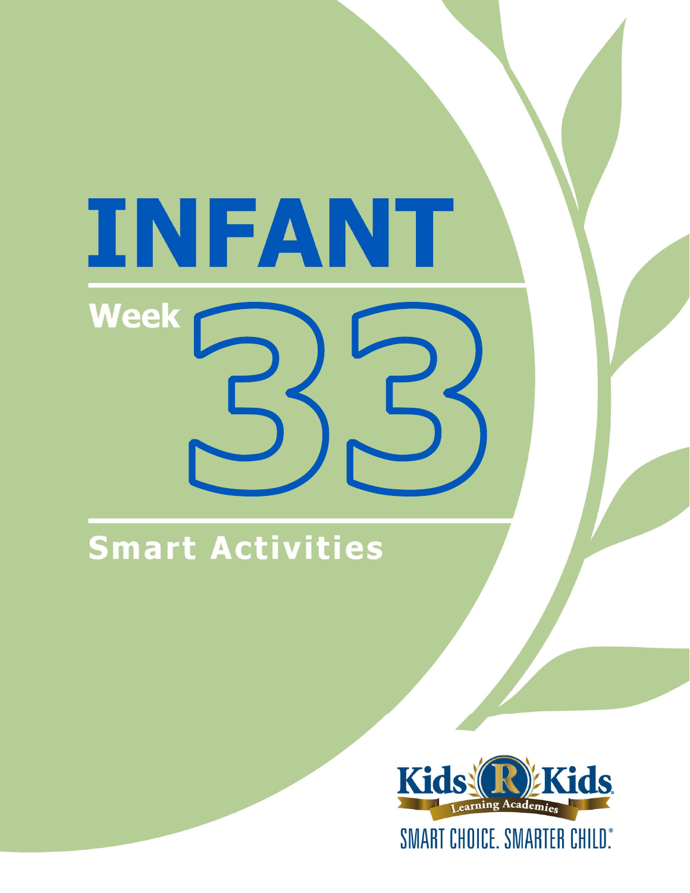# INFANT

## Week 33

## Smart Activities

Kids R Kids Learning Academies

SMART CHOICE. SMARTER CHILD.®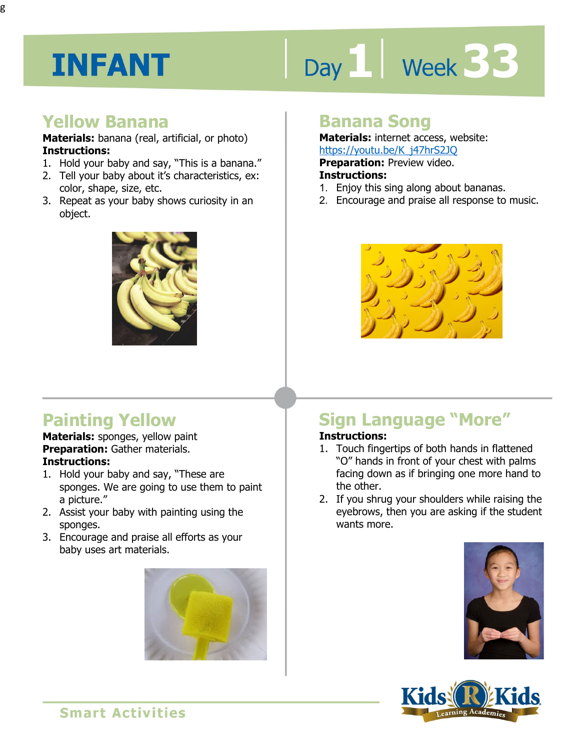# INFANT

Day 1 | Week 33

## Yellow Banana

**Materials:** banana (real, artificial, or photo)

**Instructions:**

1. Hold your baby and say, "This is a banana."
2. Tell your baby about it's characteristics, ex: color, shape, size, etc.
3. Repeat as your baby shows curiosity in an object.

## Banana Song

**Materials:** internet access, website: https://youtu.be/K_j47hrS2JQ

**Preparation:** Preview video.

**Instructions:**

1. Enjoy this sing along about bananas.
2. Encourage and praise all response to music.

## Painting Yellow

**Materials:** sponges, yellow paint

**Preparation:** Gather materials.

**Instructions:**

1. Hold your baby and say, "These are sponges. We are going to use them to paint a picture."
2. Assist your baby with painting using the sponges.
3. Encourage and praise all efforts as your baby uses art materials.

## Sign Language "More"

**Instructions:**

1. Touch fingertips of both hands in flattened "O" hands in front of your chest with palms facing down as if bringing one more hand to the other.
2. If you shrug your shoulders while raising the eyebrows, then you are asking if the student wants more.

Smart Activities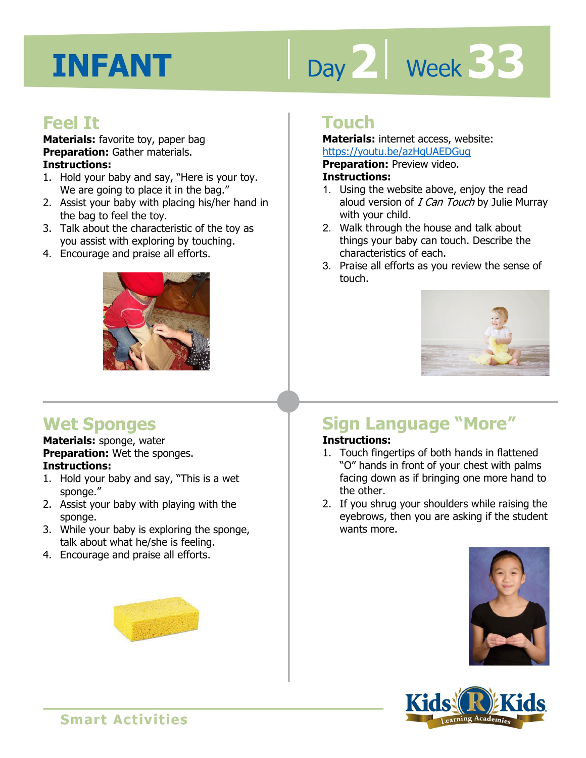# INFANT

Day 2 | Week 33

## Feel It

**Materials:** favorite toy, paper bag
**Preparation:** Gather materials.
**Instructions:**

1. Hold your baby and say, "Here is your toy. We are going to place it in the bag."
2. Assist your baby with placing his/her hand in the bag to feel the toy.
3. Talk about the characteristic of the toy as you assist with exploring by touching.
4. Encourage and praise all efforts.

## Touch

**Materials:** internet access, website: https://youtu.be/azHgUAEDGug
**Preparation:** Preview video.
**Instructions:**

1. Using the website above, enjoy the read aloud version of *I Can Touch* by Julie Murray with your child.
2. Walk through the house and talk about things your baby can touch. Describe the characteristics of each.
3. Praise all efforts as you review the sense of touch.

## Wet Sponges

**Materials:** sponge, water
**Preparation:** Wet the sponges.
**Instructions:**

1. Hold your baby and say, "This is a wet sponge."
2. Assist your baby with playing with the sponge.
3. While your baby is exploring the sponge, talk about what he/she is feeling.
4. Encourage and praise all efforts.

## Sign Language "More"

**Instructions:**

1. Touch fingertips of both hands in flattened "O" hands in front of your chest with palms facing down as if bringing one more hand to the other.
2. If you shrug your shoulders while raising the eyebrows, then you are asking if the student wants more.

Smart Activities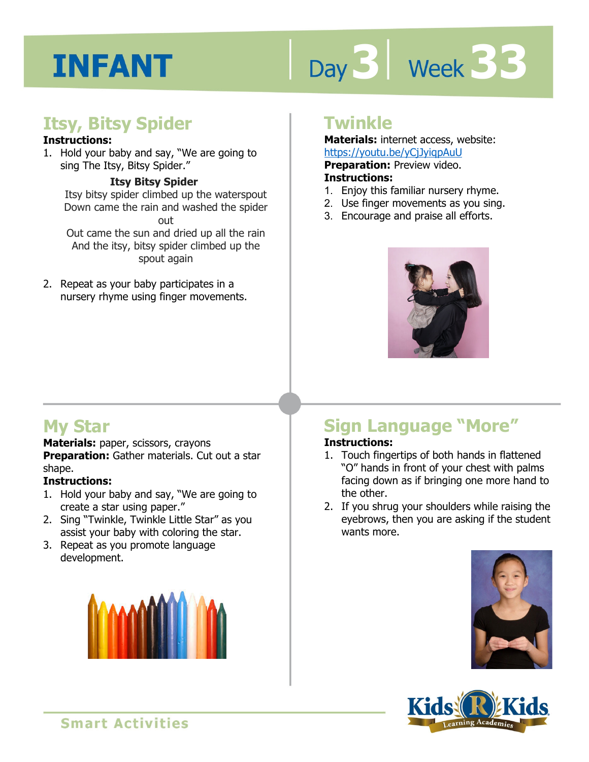# INFANT

Day 3 | Week 33

## Itsy, Bitsy Spider

**Instructions:**

1. Hold your baby and say, "We are going to sing The Itsy, Bitsy Spider."

   **Itsy Bitsy Spider**

   Itsy bitsy spider climbed up the waterspout
   Down came the rain and washed the spider out
   Out came the sun and dried up all the rain
   And the itsy, bitsy spider climbed up the spout again

2. Repeat as your baby participates in a nursery rhyme using finger movements.

## Twinkle

**Materials:** internet access, website: https://youtu.be/yCjJyiqpAuU

**Preparation:** Preview video.

**Instructions:**

1. Enjoy this familiar nursery rhyme.
2. Use finger movements as you sing.
3. Encourage and praise all efforts.

## My Star

**Materials:** paper, scissors, crayons

**Preparation:** Gather materials. Cut out a star shape.

**Instructions:**

1. Hold your baby and say, "We are going to create a star using paper."
2. Sing "Twinkle, Twinkle Little Star" as you assist your baby with coloring the star.
3. Repeat as you promote language development.

## Sign Language "More"

**Instructions:**

1. Touch fingertips of both hands in flattened "O" hands in front of your chest with palms facing down as if bringing one more hand to the other.
2. If you shrug your shoulders while raising the eyebrows, then you are asking if the student wants more.

Smart Activities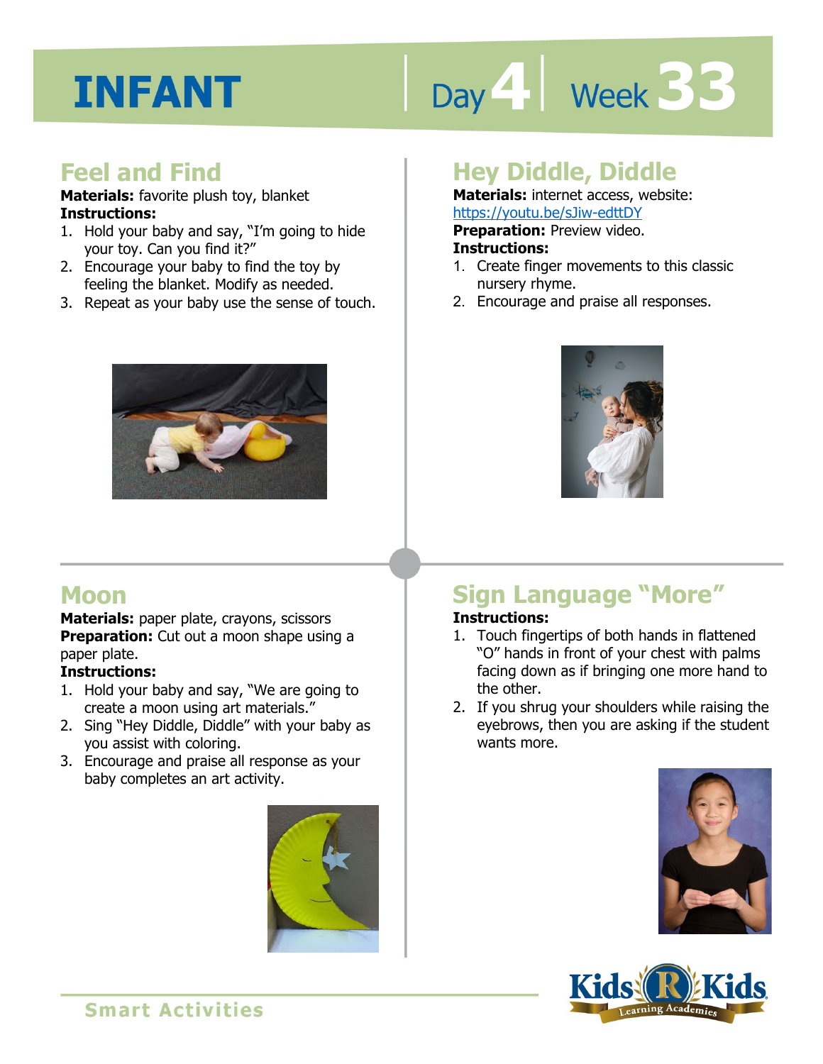# INFANT

Day 4 | Week 33

## Feel and Find

**Materials:** favorite plush toy, blanket

**Instructions:**

1. Hold your baby and say, "I'm going to hide your toy. Can you find it?"
2. Encourage your baby to find the toy by feeling the blanket. Modify as needed.
3. Repeat as your baby use the sense of touch.

## Hey Diddle, Diddle

**Materials:** internet access, website: https://youtu.be/sJiw-edttDY

**Preparation:** Preview video.

**Instructions:**

1. Create finger movements to this classic nursery rhyme.
2. Encourage and praise all responses.

## Moon

**Materials:** paper plate, crayons, scissors

**Preparation:** Cut out a moon shape using a paper plate.

**Instructions:**

1. Hold your baby and say, "We are going to create a moon using art materials."
2. Sing "Hey Diddle, Diddle" with your baby as you assist with coloring.
3. Encourage and praise all response as your baby completes an art activity.

## Sign Language "More"

**Instructions:**

1. Touch fingertips of both hands in flattened "O" hands in front of your chest with palms facing down as if bringing one more hand to the other.
2. If you shrug your shoulders while raising the eyebrows, then you are asking if the student wants more.

Smart Activities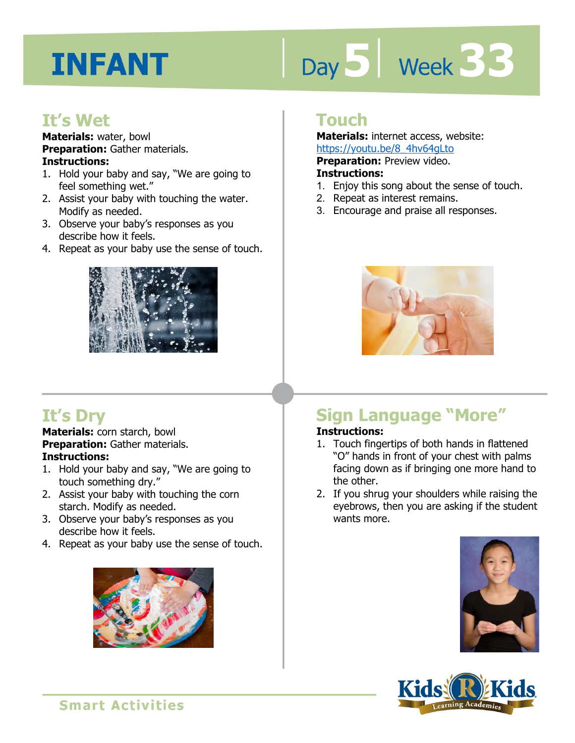# INFANT

Day 5 | Week 33

## It's Wet

**Materials:** water, bowl
**Preparation:** Gather materials.
**Instructions:**

1. Hold your baby and say, "We are going to feel something wet."
2. Assist your baby with touching the water. Modify as needed.
3. Observe your baby's responses as you describe how it feels.
4. Repeat as your baby use the sense of touch.

## Touch

**Materials:** internet access, website: https://youtu.be/8_4hv64gLto
**Preparation:** Preview video.
**Instructions:**

1. Enjoy this song about the sense of touch.
2. Repeat as interest remains.
3. Encourage and praise all responses.

## It's Dry

**Materials:** corn starch, bowl
**Preparation:** Gather materials.
**Instructions:**

1. Hold your baby and say, "We are going to touch something dry."
2. Assist your baby with touching the corn starch. Modify as needed.
3. Observe your baby's responses as you describe how it feels.
4. Repeat as your baby use the sense of touch.

## Sign Language "More"

**Instructions:**

1. Touch fingertips of both hands in flattened "O" hands in front of your chest with palms facing down as if bringing one more hand to the other.
2. If you shrug your shoulders while raising the eyebrows, then you are asking if the student wants more.

Smart Activities